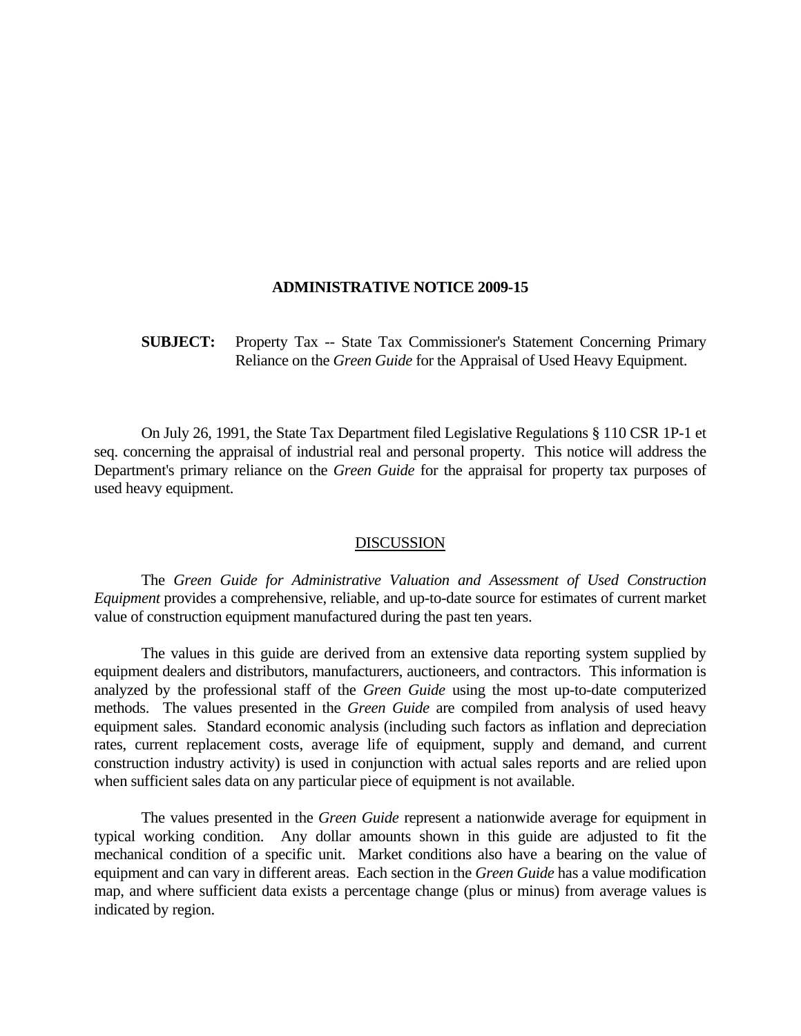# ADMINISTRATIVE NOTICE 2009-15

**SUBJECT:** Property Tax -- State Tax Commissioner's Statement Concerning Primary Reliance on the *Green Guide* for the Appraisal of Used Heavy Equipment.

On July 26, 1991, the State Tax Department filed Legislative Regulations § 110 CSR 1P-1 et seq. concerning the appraisal of industrial real and personal property. This notice will address the Department's primary reliance on the *Green Guide* for the appraisal for property tax purposes of used heavy equipment.

## DISCUSSION

The *Green Guide for Administrative Valuation and Assessment of Used Construction Equipment* provides a comprehensive, reliable, and up-to-date source for estimates of current market value of construction equipment manufactured during the past ten years.

The values in this guide are derived from an extensive data reporting system supplied by equipment dealers and distributors, manufacturers, auctioneers, and contractors. This information is analyzed by the professional staff of the *Green Guide* using the most up-to-date computerized methods. The values presented in the *Green Guide* are compiled from analysis of used heavy equipment sales. Standard economic analysis (including such factors as inflation and depreciation rates, current replacement costs, average life of equipment, supply and demand, and current construction industry activity) is used in conjunction with actual sales reports and are relied upon when sufficient sales data on any particular piece of equipment is not available.

The values presented in the *Green Guide* represent a nationwide average for equipment in typical working condition. Any dollar amounts shown in this guide are adjusted to fit the mechanical condition of a specific unit. Market conditions also have a bearing on the value of equipment and can vary in different areas. Each section in the *Green Guide* has a value modification map, and where sufficient data exists a percentage change (plus or minus) from average values is indicated by region.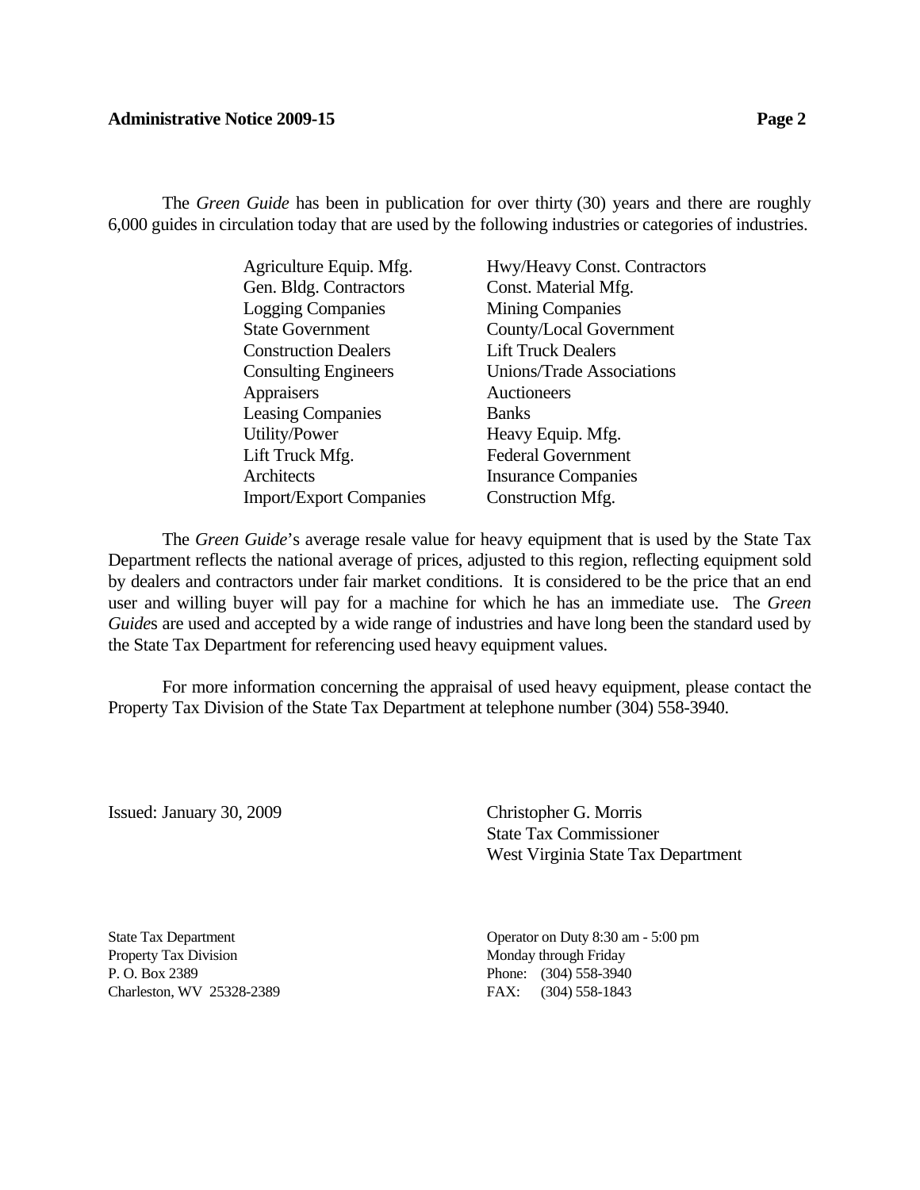The *Green Guide* has been in publication for over thirty (30) years and there are roughly 6,000 guides in circulation today that are used by the following industries or categories of industries.

| | |
|---|---|
| Agriculture Equip. Mfg. | Hwy/Heavy Const. Contractors |
| Gen. Bldg. Contractors | Const. Material Mfg. |
| Logging Companies | Mining Companies |
| State Government | County/Local Government |
| Construction Dealers | Lift Truck Dealers |
| Consulting Engineers | Unions/Trade Associations |
| Appraisers | Auctioneers |
| Leasing Companies | Banks |
| Utility/Power | Heavy Equip. Mfg. |
| Lift Truck Mfg. | Federal Government |
| Architects | Insurance Companies |
| Import/Export Companies | Construction Mfg. |

The *Green Guide*'s average resale value for heavy equipment that is used by the State Tax Department reflects the national average of prices, adjusted to this region, reflecting equipment sold by dealers and contractors under fair market conditions. It is considered to be the price that an end user and willing buyer will pay for a machine for which he has an immediate use. The *Green Guide*s are used and accepted by a wide range of industries and have long been the standard used by the State Tax Department for referencing used heavy equipment values.

For more information concerning the appraisal of used heavy equipment, please contact the Property Tax Division of the State Tax Department at telephone number (304) 558-3940.

Issued: January 30, 2009

Christopher G. Morris
State Tax Commissioner
West Virginia State Tax Department

State Tax Department
Property Tax Division
P. O. Box 2389
Charleston, WV 25328-2389

Operator on Duty 8:30 am - 5:00 pm
Monday through Friday
Phone: (304) 558-3940
FAX: (304) 558-1843